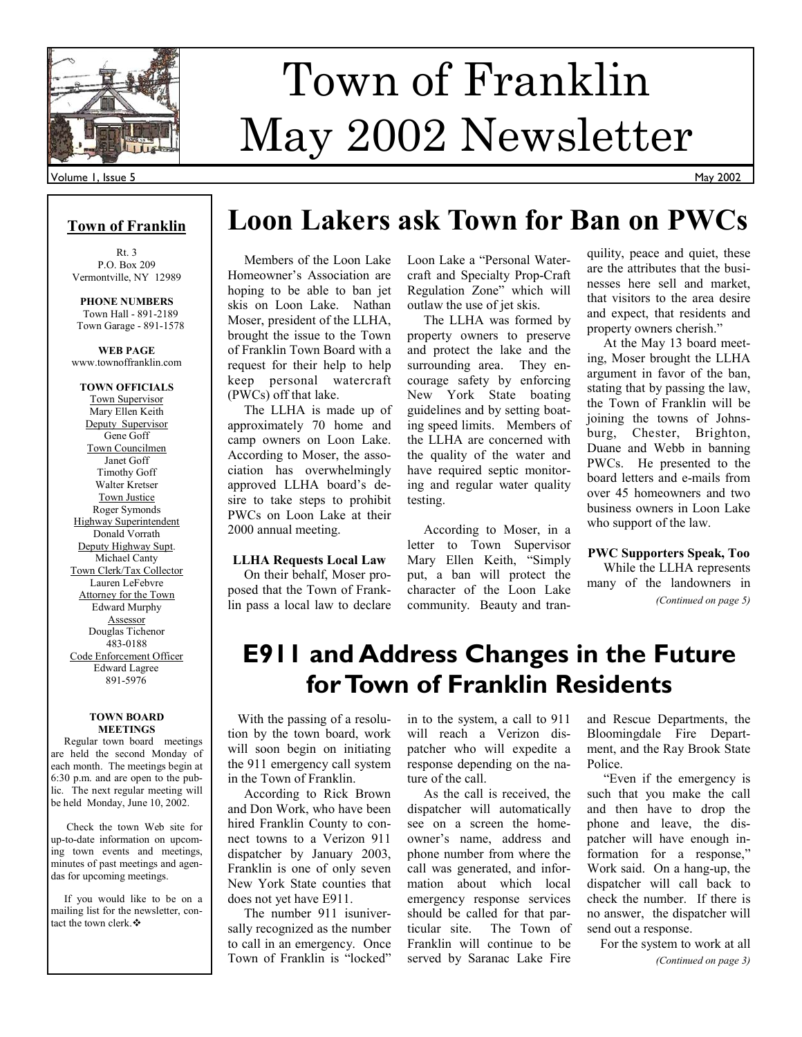# Town of Franklin May 2002 Newsletter

Volume 1, Issue 5 May 2002

## Town of Franklin

Rt. 3
P.O. Box 209
Vermontville, NY 12989

**PHONE NUMBERS**
Town Hall - 891-2189
Town Garage - 891-1578

**WEB PAGE**
www.townoffranklin.com

**TOWN OFFICIALS**

Town Supervisor
Mary Ellen Keith

Deputy Supervisor
Gene Goff

Town Councilmen
Janet Goff
Timothy Goff
Walter Kretser

Town Justice
Roger Symonds

Highway Superintendent
Donald Vorrath

Deputy Highway Supt.
Michael Canty

Town Clerk/Tax Collector
Lauren LeFebvre

Attorney for the Town
Edward Murphy

Assessor
Douglas Tichenor
483-0188

Code Enforcement Officer
Edward Lagree
891-5976

**TOWN BOARD MEETINGS**

Regular town board meetings are held the second Monday of each month. The meetings begin at 6:30 p.m. and are open to the public. The next regular meeting will be held Monday, June 10, 2002.

Check the town Web site for up-to-date information on upcoming town events and meetings, minutes of past meetings and agendas for upcoming meetings.

If you would like to be on a mailing list for the newsletter, contact the town clerk.❖

# Loon Lakers ask Town for Ban on PWCs

Members of the Loon Lake Homeowner's Association are hoping to be able to ban jet skis on Loon Lake. Nathan Moser, president of the LLHA, brought the issue to the Town of Franklin Town Board with a request for their help to help keep personal watercraft (PWCs) off that lake.

The LLHA is made up of approximately 70 home and camp owners on Loon Lake. According to Moser, the association has overwhelmingly approved LLHA board's desire to take steps to prohibit PWCs on Loon Lake at their 2000 annual meeting.

**LLHA Requests Local Law**

On their behalf, Moser proposed that the Town of Franklin pass a local law to declare Loon Lake a "Personal Watercraft and Specialty Prop-Craft Regulation Zone" which will outlaw the use of jet skis.

The LLHA was formed by property owners to preserve and protect the lake and the surrounding area. They encourage safety by enforcing New York State boating guidelines and by setting boating speed limits. Members of the LLHA are concerned with the quality of the water and have required septic monitoring and regular water quality testing.

According to Moser, in a letter to Town Supervisor Mary Ellen Keith, "Simply put, a ban will protect the character of the Loon Lake community. Beauty and tranquility, peace and quiet, these are the attributes that the businesses here sell and market, that visitors to the area desire and expect, that residents and property owners cherish."

At the May 13 board meeting, Moser brought the LLHA argument in favor of the ban, stating that by passing the law, the Town of Franklin will be joining the towns of Johnsburg, Chester, Brighton, Duane and Webb in banning PWCs. He presented to the board letters and e-mails from over 45 homeowners and two business owners in Loon Lake who support of the law.

**PWC Supporters Speak, Too**

While the LLHA represents many of the landowners in

*(Continued on page 5)*

# E911 and Address Changes in the Future for Town of Franklin Residents

With the passing of a resolution by the town board, work will soon begin on initiating the 911 emergency call system in the Town of Franklin.

According to Rick Brown and Don Work, who have been hired Franklin County to connect towns to a Verizon 911 dispatcher by January 2003, Franklin is one of only seven New York State counties that does not yet have E911.

The number 911 isuniversally recognized as the number to call in an emergency. Once Town of Franklin is "locked" in to the system, a call to 911 will reach a Verizon dispatcher who will expedite a response depending on the nature of the call.

As the call is received, the dispatcher will automatically see on a screen the homeowner's name, address and phone number from where the call was generated, and information about which local emergency response services should be called for that particular site. The Town of Franklin will continue to be served by Saranac Lake Fire and Rescue Departments, the Bloomingdale Fire Department, and the Ray Brook State Police.

"Even if the emergency is such that you make the call and then have to drop the phone and leave, the dispatcher will have enough information for a response," Work said. On a hang-up, the dispatcher will call back to check the number. If there is no answer, the dispatcher will send out a response.

For the system to work at all

*(Continued on page 3)*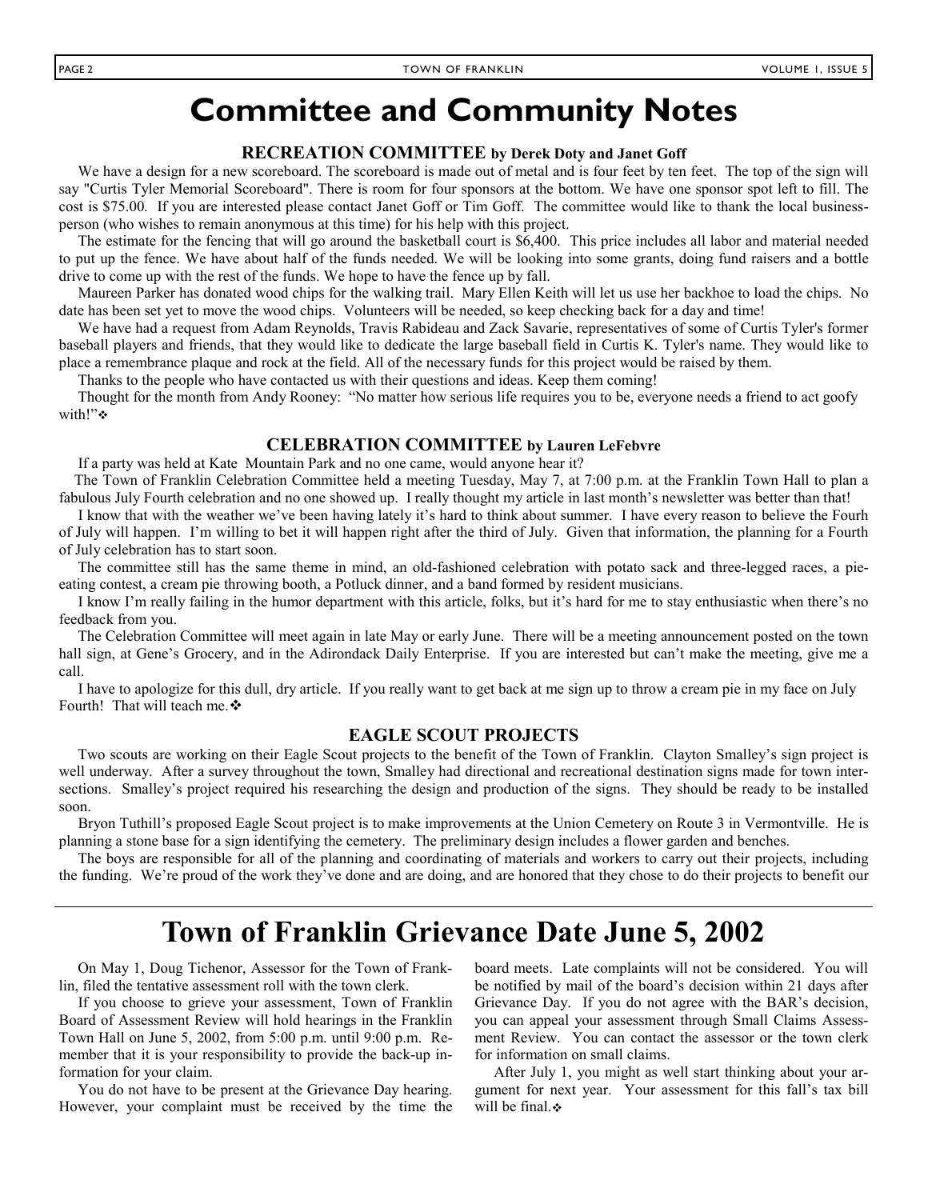# Committee and Community Notes

### RECREATION COMMITTEE by Derek Doty and Janet Goff

We have a design for a new scoreboard. The scoreboard is made out of metal and is four feet by ten feet. The top of the sign will say "Curtis Tyler Memorial Scoreboard". There is room for four sponsors at the bottom. We have one sponsor spot left to fill. The cost is $75.00. If you are interested please contact Janet Goff or Tim Goff. The committee would like to thank the local business-person (who wishes to remain anonymous at this time) for his help with this project.

The estimate for the fencing that will go around the basketball court is $6,400. This price includes all labor and material needed to put up the fence. We have about half of the funds needed. We will be looking into some grants, doing fund raisers and a bottle drive to come up with the rest of the funds. We hope to have the fence up by fall.

Maureen Parker has donated wood chips for the walking trail. Mary Ellen Keith will let us use her backhoe to load the chips. No date has been set yet to move the wood chips. Volunteers will be needed, so keep checking back for a day and time!

We have had a request from Adam Reynolds, Travis Rabideau and Zack Savarie, representatives of some of Curtis Tyler's former baseball players and friends, that they would like to dedicate the large baseball field in Curtis K. Tyler's name. They would like to place a remembrance plaque and rock at the field. All of the necessary funds for this project would be raised by them.

Thanks to the people who have contacted us with their questions and ideas. Keep them coming!

Thought for the month from Andy Rooney: "No matter how serious life requires you to be, everyone needs a friend to act goofy with!"❖

### CELEBRATION COMMITTEE by Lauren LeFebvre

If a party was held at Kate Mountain Park and no one came, would anyone hear it?

The Town of Franklin Celebration Committee held a meeting Tuesday, May 7, at 7:00 p.m. at the Franklin Town Hall to plan a fabulous July Fourth celebration and no one showed up. I really thought my article in last month's newsletter was better than that!

I know that with the weather we've been having lately it's hard to think about summer. I have every reason to believe the Fourh of July will happen. I'm willing to bet it will happen right after the third of July. Given that information, the planning for a Fourth of July celebration has to start soon.

The committee still has the same theme in mind, an old-fashioned celebration with potato sack and three-legged races, a pie-eating contest, a cream pie throwing booth, a Potluck dinner, and a band formed by resident musicians.

I know I'm really failing in the humor department with this article, folks, but it's hard for me to stay enthusiastic when there's no feedback from you.

The Celebration Committee will meet again in late May or early June. There will be a meeting announcement posted on the town hall sign, at Gene's Grocery, and in the Adirondack Daily Enterprise. If you are interested but can't make the meeting, give me a call.

I have to apologize for this dull, dry article. If you really want to get back at me sign up to throw a cream pie in my face on July Fourth! That will teach me.❖

### EAGLE SCOUT PROJECTS

Two scouts are working on their Eagle Scout projects to the benefit of the Town of Franklin. Clayton Smalley's sign project is well underway. After a survey throughout the town, Smalley had directional and recreational destination signs made for town intersections. Smalley's project required his researching the design and production of the signs. They should be ready to be installed soon.

Bryon Tuthill's proposed Eagle Scout project is to make improvements at the Union Cemetery on Route 3 in Vermontville. He is planning a stone base for a sign identifying the cemetery. The preliminary design includes a flower garden and benches.

The boys are responsible for all of the planning and coordinating of materials and workers to carry out their projects, including the funding. We're proud of the work they've done and are doing, and are honored that they chose to do their projects to benefit our

# Town of Franklin Grievance Date June 5, 2002

On May 1, Doug Tichenor, Assessor for the Town of Franklin, filed the tentative assessment roll with the town clerk.

If you choose to grieve your assessment, Town of Franklin Board of Assessment Review will hold hearings in the Franklin Town Hall on June 5, 2002, from 5:00 p.m. until 9:00 p.m. Remember that it is your responsibility to provide the back-up information for your claim.

You do not have to be present at the Grievance Day hearing. However, your complaint must be received by the time the board meets. Late complaints will not be considered. You will be notified by mail of the board's decision within 21 days after Grievance Day. If you do not agree with the BAR's decision, you can appeal your assessment through Small Claims Assessment Review. You can contact the assessor or the town clerk for information on small claims.

After July 1, you might as well start thinking about your argument for next year. Your assessment for this fall's tax bill will be final.❖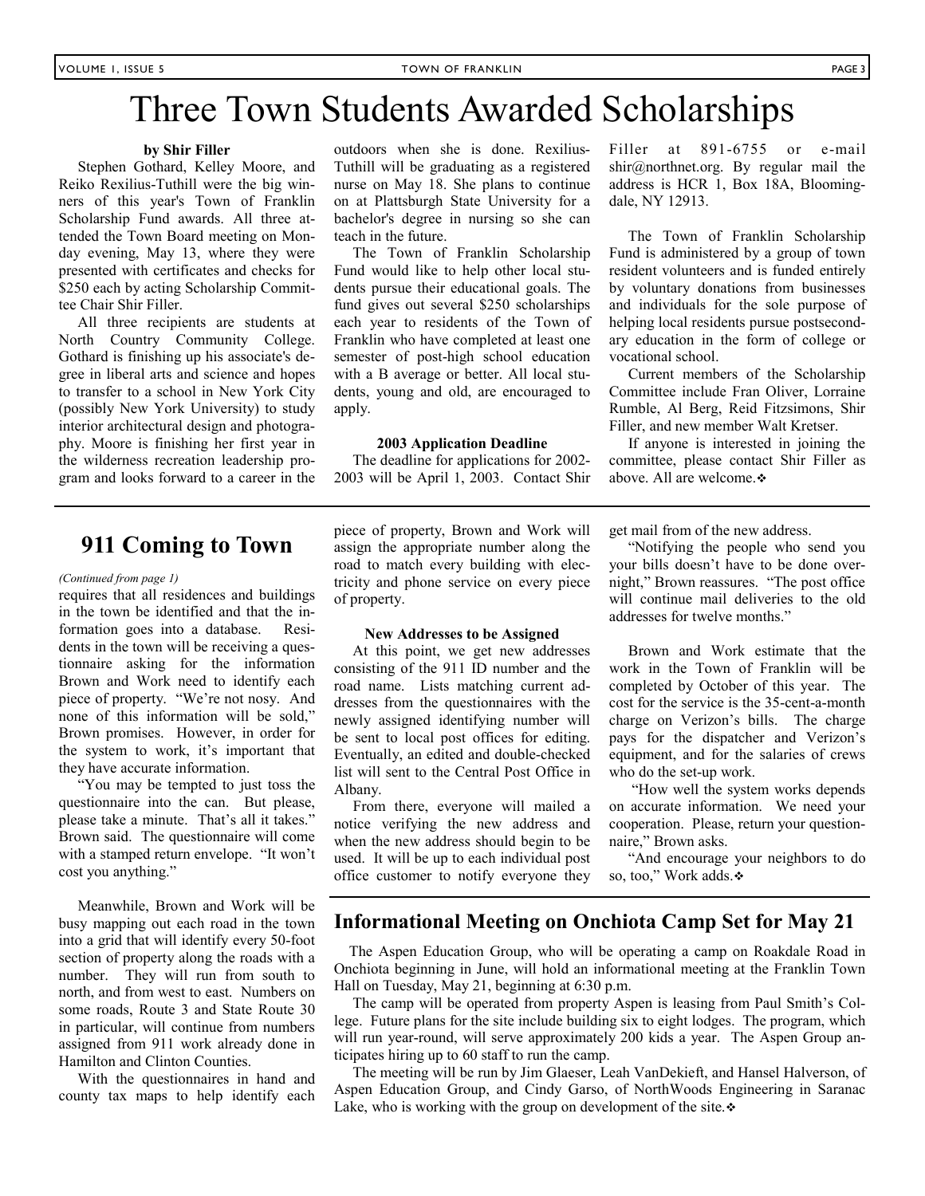# Three Town Students Awarded Scholarships

**by Shir Filler**

Stephen Gothard, Kelley Moore, and Reiko Rexilius-Tuthill were the big winners of this year's Town of Franklin Scholarship Fund awards. All three attended the Town Board meeting on Monday evening, May 13, where they were presented with certificates and checks for $250 each by acting Scholarship Committee Chair Shir Filler.

All three recipients are students at North Country Community College. Gothard is finishing up his associate's degree in liberal arts and science and hopes to transfer to a school in New York City (possibly New York University) to study interior architectural design and photography. Moore is finishing her first year in the wilderness recreation leadership program and looks forward to a career in the outdoors when she is done. Rexilius-Tuthill will be graduating as a registered nurse on May 18. She plans to continue on at Plattsburgh State University for a bachelor's degree in nursing so she can teach in the future.

The Town of Franklin Scholarship Fund would like to help other local students pursue their educational goals. The fund gives out several $250 scholarships each year to residents of the Town of Franklin who have completed at least one semester of post-high school education with a B average or better. All local students, young and old, are encouraged to apply.

**2003 Application Deadline**

The deadline for applications for 2002-2003 will be April 1, 2003. Contact Shir Filler at 891-6755 or e-mail shir@northnet.org. By regular mail the address is HCR 1, Box 18A, Bloomingdale, NY 12913.

The Town of Franklin Scholarship Fund is administered by a group of town resident volunteers and is funded entirely by voluntary donations from businesses and individuals for the sole purpose of helping local residents pursue postsecondary education in the form of college or vocational school.

Current members of the Scholarship Committee include Fran Oliver, Lorraine Rumble, Al Berg, Reid Fitzsimons, Shir Filler, and new member Walt Kretser.

If anyone is interested in joining the committee, please contact Shir Filler as above. All are welcome.❖

## 911 Coming to Town

*(Continued from page 1)*

requires that all residences and buildings in the town be identified and that the information goes into a database. Residents in the town will be receiving a questionnaire asking for the information Brown and Work need to identify each piece of property. "We're not nosy. And none of this information will be sold," Brown promises. However, in order for the system to work, it's important that they have accurate information.

"You may be tempted to just toss the questionnaire into the can. But please, please take a minute. That's all it takes." Brown said. The questionnaire will come with a stamped return envelope. "It won't cost you anything."

Meanwhile, Brown and Work will be busy mapping out each road in the town into a grid that will identify every 50-foot section of property along the roads with a number. They will run from south to north, and from west to east. Numbers on some roads, Route 3 and State Route 30 in particular, will continue from numbers assigned from 911 work already done in Hamilton and Clinton Counties.

With the questionnaires in hand and county tax maps to help identify each piece of property, Brown and Work will assign the appropriate number along the road to match every building with electricity and phone service on every piece of property.

**New Addresses to be Assigned**

At this point, we get new addresses consisting of the 911 ID number and the road name. Lists matching current addresses from the questionnaires with the newly assigned identifying number will be sent to local post offices for editing. Eventually, an edited and double-checked list will sent to the Central Post Office in Albany.

From there, everyone will mailed a notice verifying the new address and when the new address should begin to be used. It will be up to each individual post office customer to notify everyone they get mail from of the new address.

"Notifying the people who send you your bills doesn't have to be done overnight," Brown reassures. "The post office will continue mail deliveries to the old addresses for twelve months."

Brown and Work estimate that the work in the Town of Franklin will be completed by October of this year. The cost for the service is the 35-cent-a-month charge on Verizon's bills. The charge pays for the dispatcher and Verizon's equipment, and for the salaries of crews who do the set-up work.

"How well the system works depends on accurate information. We need your cooperation. Please, return your questionnaire," Brown asks.

"And encourage your neighbors to do so, too," Work adds.❖

## Informational Meeting on Onchiota Camp Set for May 21

The Aspen Education Group, who will be operating a camp on Roakdale Road in Onchiota beginning in June, will hold an informational meeting at the Franklin Town Hall on Tuesday, May 21, beginning at 6:30 p.m.

The camp will be operated from property Aspen is leasing from Paul Smith's College. Future plans for the site include building six to eight lodges. The program, which will run year-round, will serve approximately 200 kids a year. The Aspen Group anticipates hiring up to 60 staff to run the camp.

The meeting will be run by Jim Glaeser, Leah VanDeKieft, and Hansel Halverson, of Aspen Education Group, and Cindy Garso, of NorthWoods Engineering in Saranac Lake, who is working with the group on development of the site.❖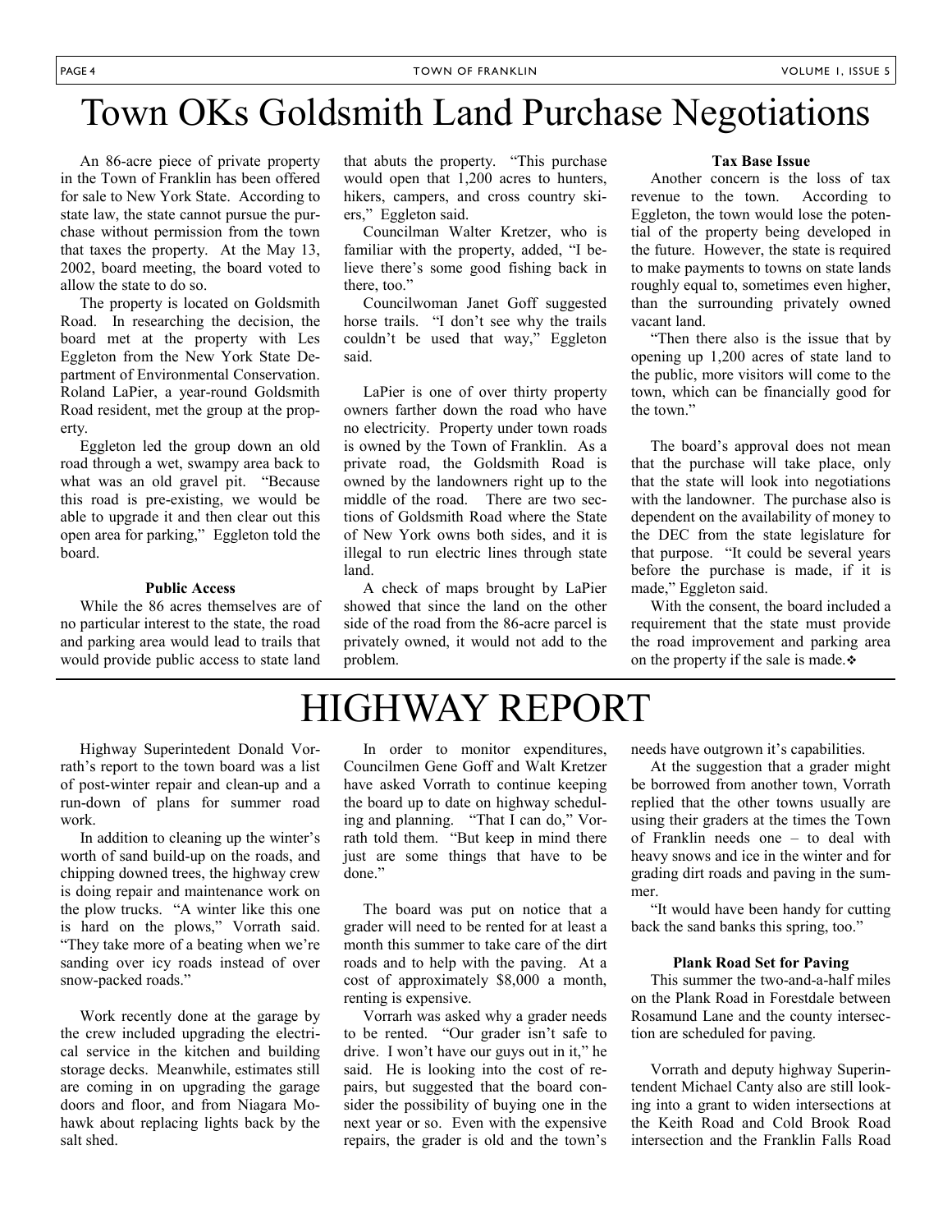# Town OKs Goldsmith Land Purchase Negotiations

An 86-acre piece of private property in the Town of Franklin has been offered for sale to New York State. According to state law, the state cannot pursue the purchase without permission from the town that taxes the property. At the May 13, 2002, board meeting, the board voted to allow the state to do so.

The property is located on Goldsmith Road. In researching the decision, the board met at the property with Les Eggleton from the New York State Department of Environmental Conservation. Roland LaPier, a year-round Goldsmith Road resident, met the group at the property.

Eggleton led the group down an old road through a wet, swampy area back to what was an old gravel pit. "Because this road is pre-existing, we would be able to upgrade it and then clear out this open area for parking," Eggleton told the board.

#### Public Access

While the 86 acres themselves are of no particular interest to the state, the road and parking area would lead to trails that would provide public access to state land that abuts the property. "This purchase would open that 1,200 acres to hunters, hikers, campers, and cross country skiers," Eggleton said.

Councilman Walter Kretzer, who is familiar with the property, added, "I believe there's some good fishing back in there, too."

Councilwoman Janet Goff suggested horse trails. "I don't see why the trails couldn't be used that way," Eggleton said.

LaPier is one of over thirty property owners farther down the road who have no electricity. Property under town roads is owned by the Town of Franklin. As a private road, the Goldsmith Road is owned by the landowners right up to the middle of the road. There are two sections of Goldsmith Road where the State of New York owns both sides, and it is illegal to run electric lines through state land.

A check of maps brought by LaPier showed that since the land on the other side of the road from the 86-acre parcel is privately owned, it would not add to the problem.

#### Tax Base Issue

Another concern is the loss of tax revenue to the town. According to Eggleton, the town would lose the potential of the property being developed in the future. However, the state is required to make payments to towns on state lands roughly equal to, sometimes even higher, than the surrounding privately owned vacant land.

"Then there also is the issue that by opening up 1,200 acres of state land to the public, more visitors will come to the town, which can be financially good for the town."

The board's approval does not mean that the purchase will take place, only that the state will look into negotiations with the landowner. The purchase also is dependent on the availability of money to the DEC from the state legislature for that purpose. "It could be several years before the purchase is made, if it is made," Eggleton said.

With the consent, the board included a requirement that the state must provide the road improvement and parking area on the property if the sale is made.❖

# HIGHWAY REPORT

Highway Superintedent Donald Vorrath's report to the town board was a list of post-winter repair and clean-up and a run-down of plans for summer road work.

In addition to cleaning up the winter's worth of sand build-up on the roads, and chipping downed trees, the highway crew is doing repair and maintenance work on the plow trucks. "A winter like this one is hard on the plows," Vorrath said. "They take more of a beating when we're sanding over icy roads instead of over snow-packed roads."

Work recently done at the garage by the crew included upgrading the electrical service in the kitchen and building storage decks. Meanwhile, estimates still are coming in on upgrading the garage doors and floor, and from Niagara Mohawk about replacing lights back by the salt shed.

In order to monitor expenditures, Councilmen Gene Goff and Walt Kretzer have asked Vorrath to continue keeping the board up to date on highway scheduling and planning. "That I can do," Vorrath told them. "But keep in mind there just are some things that have to be done."

The board was put on notice that a grader will need to be rented for at least a month this summer to take care of the dirt roads and to help with the paving. At a cost of approximately $8,000 a month, renting is expensive.

Vorrarh was asked why a grader needs to be rented. "Our grader isn't safe to drive. I won't have our guys out in it," he said. He is looking into the cost of repairs, but suggested that the board consider the possibility of buying one in the next year or so. Even with the expensive repairs, the grader is old and the town's needs have outgrown it's capabilities.

At the suggestion that a grader might be borrowed from another town, Vorrath replied that the other towns usually are using their graders at the times the Town of Franklin needs one – to deal with heavy snows and ice in the winter and for grading dirt roads and paving in the summer.

"It would have been handy for cutting back the sand banks this spring, too."

#### Plank Road Set for Paving

This summer the two-and-a-half miles on the Plank Road in Forestdale between Rosamund Lane and the county intersection are scheduled for paving.

Vorrath and deputy highway Superintendent Michael Canty also are still looking into a grant to widen intersections at the Keith Road and Cold Brook Road intersection and the Franklin Falls Road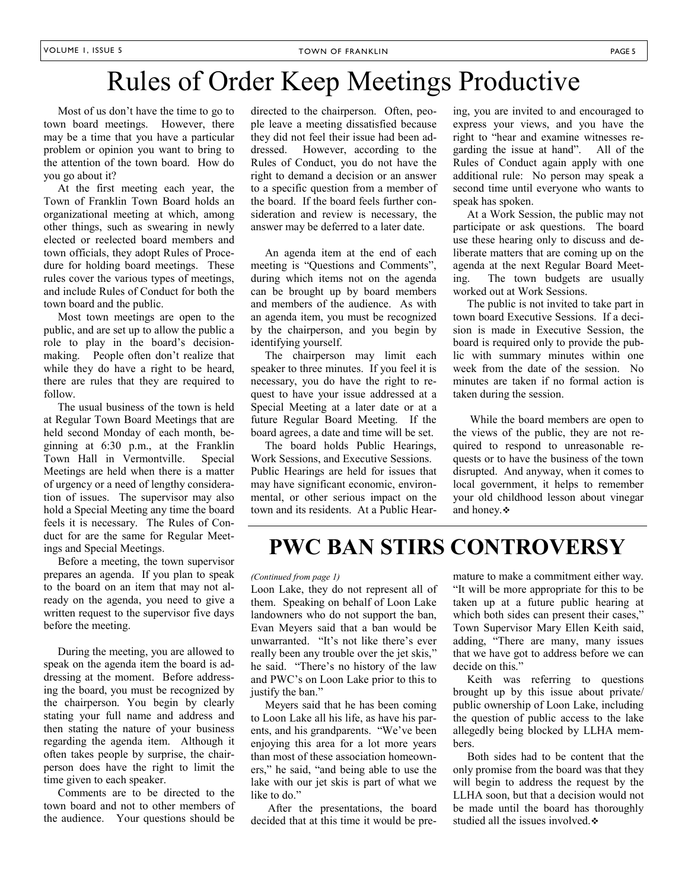# Rules of Order Keep Meetings Productive

Most of us don't have the time to go to town board meetings. However, there may be a time that you have a particular problem or opinion you want to bring to the attention of the town board. How do you go about it?

At the first meeting each year, the Town of Franklin Town Board holds an organizational meeting at which, among other things, such as swearing in newly elected or reelected board members and town officials, they adopt Rules of Procedure for holding board meetings. These rules cover the various types of meetings, and include Rules of Conduct for both the town board and the public.

Most town meetings are open to the public, and are set up to allow the public a role to play in the board's decision-making. People often don't realize that while they do have a right to be heard, there are rules that they are required to follow.

The usual business of the town is held at Regular Town Board Meetings that are held second Monday of each month, beginning at 6:30 p.m., at the Franklin Town Hall in Vermontville. Special Meetings are held when there is a matter of urgency or a need of lengthy consideration of issues. The supervisor may also hold a Special Meeting any time the board feels it is necessary. The Rules of Conduct for are the same for Regular Meetings and Special Meetings.

Before a meeting, the town supervisor prepares an agenda. If you plan to speak to the board on an item that may not already on the agenda, you need to give a written request to the supervisor five days before the meeting.

During the meeting, you are allowed to speak on the agenda item the board is addressing at the moment. Before addressing the board, you must be recognized by the chairperson. You begin by clearly stating your full name and address and then stating the nature of your business regarding the agenda item. Although it often takes people by surprise, the chairperson does have the right to limit the time given to each speaker.

Comments are to be directed to the town board and not to other members of the audience. Your questions should be directed to the chairperson. Often, people leave a meeting dissatisfied because they did not feel their issue had been addressed. However, according to the Rules of Conduct, you do not have the right to demand a decision or an answer to a specific question from a member of the board. If the board feels further consideration and review is necessary, the answer may be deferred to a later date.

An agenda item at the end of each meeting is "Questions and Comments", during which items not on the agenda can be brought up by board members and members of the audience. As with an agenda item, you must be recognized by the chairperson, and you begin by identifying yourself.

The chairperson may limit each speaker to three minutes. If you feel it is necessary, you do have the right to request to have your issue addressed at a Special Meeting at a later date or at a future Regular Board Meeting. If the board agrees, a date and time will be set.

The board holds Public Hearings, Work Sessions, and Executive Sessions. Public Hearings are held for issues that may have significant economic, environmental, or other serious impact on the town and its residents. At a Public Hearing, you are invited to and encouraged to express your views, and you have the right to "hear and examine witnesses regarding the issue at hand". All of the Rules of Conduct again apply with one additional rule: No person may speak a second time until everyone who wants to speak has spoken.

At a Work Session, the public may not participate or ask questions. The board use these hearing only to discuss and deliberate matters that are coming up on the agenda at the next Regular Board Meeting. The town budgets are usually worked out at Work Sessions.

The public is not invited to take part in town board Executive Sessions. If a decision is made in Executive Session, the board is required only to provide the public with summary minutes within one week from the date of the session. No minutes are taken if no formal action is taken during the session.

While the board members are open to the views of the public, they are not required to respond to unreasonable requests or to have the business of the town disrupted. And anyway, when it comes to local government, it helps to remember your old childhood lesson about vinegar and honey. ❖

# PWC BAN STIRS CONTROVERSY

*(Continued from page 1)*

Loon Lake, they do not represent all of them. Speaking on behalf of Loon Lake landowners who do not support the ban, Evan Meyers said that a ban would be unwarranted. "It's not like there's ever really been any trouble over the jet skis," he said. "There's no history of the law and PWC's on Loon Lake prior to this to justify the ban."

Meyers said that he has been coming to Loon Lake all his life, as have his parents, and his grandparents. "We've been enjoying this area for a lot more years than most of these association homeowners," he said, "and being able to use the lake with our jet skis is part of what we like to do."

After the presentations, the board decided that at this time it would be premature to make a commitment either way. "It will be more appropriate for this to be taken up at a future public hearing at which both sides can present their cases," Town Supervisor Mary Ellen Keith said, adding, "There are many, many issues that we have got to address before we can decide on this."

Keith was referring to questions brought up by this issue about private/public ownership of Loon Lake, including the question of public access to the lake allegedly being blocked by LLHA members.

Both sides had to be content that the only promise from the board was that they will begin to address the request by the LLHA soon, but that a decision would not be made until the board has thoroughly studied all the issues involved. ❖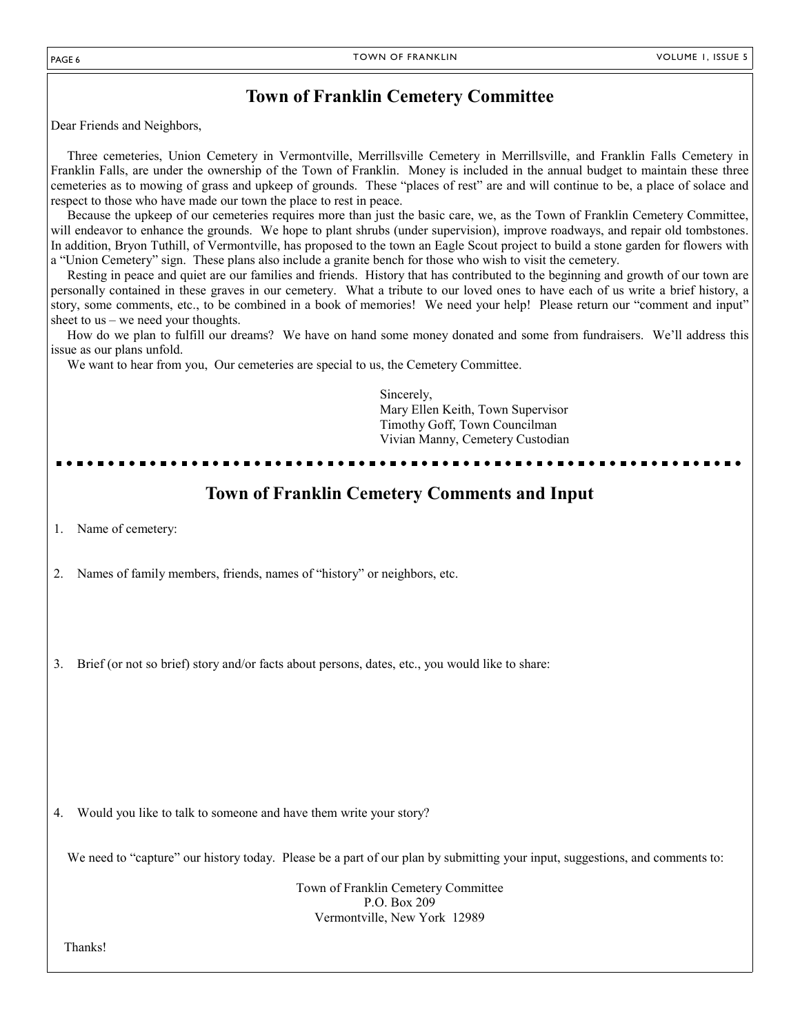## Town of Franklin Cemetery Committee

Dear Friends and Neighbors,

Three cemeteries, Union Cemetery in Vermontville, Merrillsville Cemetery in Merrillsville, and Franklin Falls Cemetery in Franklin Falls, are under the ownership of the Town of Franklin. Money is included in the annual budget to maintain these three cemeteries as to mowing of grass and upkeep of grounds. These "places of rest" are and will continue to be, a place of solace and respect to those who have made our town the place to rest in peace.

Because the upkeep of our cemeteries requires more than just the basic care, we, as the Town of Franklin Cemetery Committee, will endeavor to enhance the grounds. We hope to plant shrubs (under supervision), improve roadways, and repair old tombstones. In addition, Bryon Tuthill, of Vermontville, has proposed to the town an Eagle Scout project to build a stone garden for flowers with a "Union Cemetery" sign. These plans also include a granite bench for those who wish to visit the cemetery.

Resting in peace and quiet are our families and friends. History that has contributed to the beginning and growth of our town are personally contained in these graves in our cemetery. What a tribute to our loved ones to have each of us write a brief history, a story, some comments, etc., to be combined in a book of memories! We need your help! Please return our "comment and input" sheet to us – we need your thoughts.

How do we plan to fulfill our dreams? We have on hand some money donated and some from fundraisers. We'll address this issue as our plans unfold.

We want to hear from you, Our cemeteries are special to us, the Cemetery Committee.

Sincerely,
Mary Ellen Keith, Town Supervisor
Timothy Goff, Town Councilman
Vivian Manny, Cemetery Custodian

---

## Town of Franklin Cemetery Comments and Input

1. Name of cemetery:

2. Names of family members, friends, names of "history" or neighbors, etc.

3. Brief (or not so brief) story and/or facts about persons, dates, etc., you would like to share:

4. Would you like to talk to someone and have them write your story?

We need to "capture" our history today. Please be a part of our plan by submitting your input, suggestions, and comments to:

Town of Franklin Cemetery Committee
P.O. Box 209
Vermontville, New York 12989

Thanks!